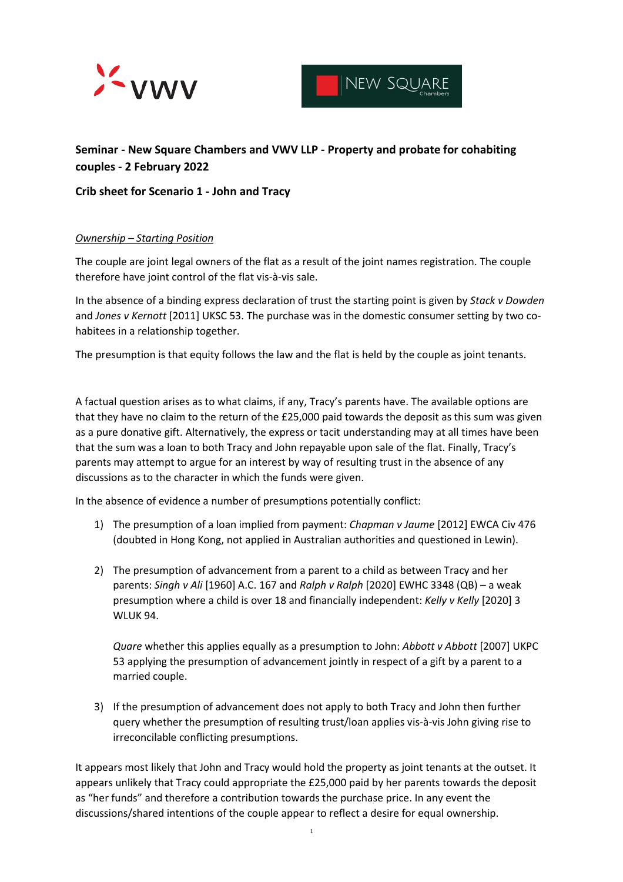**Seminar - New Square Chambers and VWV LLP - Property and probate for cohabiting couples - 2 February 2022**

**Crib sheet for Scenario 1 - John and Tracy**

*Ownership – Starting Position*

The couple are joint legal owners of the flat as a result of the joint names registration. The couple therefore have joint control of the flat vis-à-vis sale.

In the absence of a binding express declaration of trust the starting point is given by *Stack v Dowden* and *Jones v Kernott* [2011] UKSC 53. The purchase was in the domestic consumer setting by two co-habitees in a relationship together.

The presumption is that equity follows the law and the flat is held by the couple as joint tenants.

A factual question arises as to what claims, if any, Tracy's parents have. The available options are that they have no claim to the return of the £25,000 paid towards the deposit as this sum was given as a pure donative gift. Alternatively, the express or tacit understanding may at all times have been that the sum was a loan to both Tracy and John repayable upon sale of the flat. Finally, Tracy's parents may attempt to argue for an interest by way of resulting trust in the absence of any discussions as to the character in which the funds were given.

In the absence of evidence a number of presumptions potentially conflict:

1) The presumption of a loan implied from payment: *Chapman v Jaume* [2012] EWCA Civ 476 (doubted in Hong Kong, not applied in Australian authorities and questioned in Lewin).

2) The presumption of advancement from a parent to a child as between Tracy and her parents: *Singh v Ali* [1960] A.C. 167 and *Ralph v Ralph* [2020] EWHC 3348 (QB) – a weak presumption where a child is over 18 and financially independent: *Kelly v Kelly* [2020] 3 WLUK 94.

   *Quare* whether this applies equally as a presumption to John: *Abbott v Abbott* [2007] UKPC 53 applying the presumption of advancement jointly in respect of a gift by a parent to a married couple.

3) If the presumption of advancement does not apply to both Tracy and John then further query whether the presumption of resulting trust/loan applies vis-à-vis John giving rise to irreconcilable conflicting presumptions.

It appears most likely that John and Tracy would hold the property as joint tenants at the outset. It appears unlikely that Tracy could appropriate the £25,000 paid by her parents towards the deposit as "her funds" and therefore a contribution towards the purchase price. In any event the discussions/shared intentions of the couple appear to reflect a desire for equal ownership.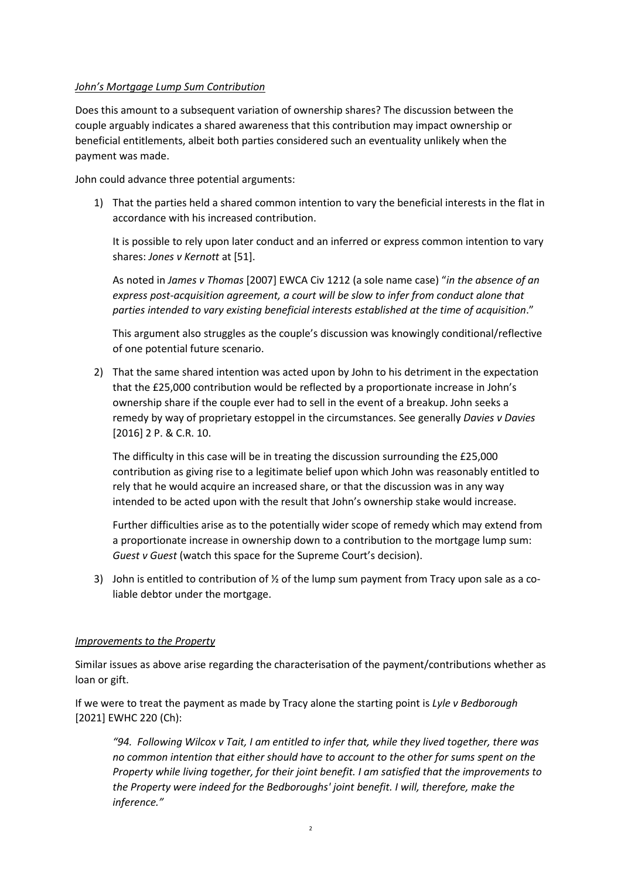*John's Mortgage Lump Sum Contribution*

Does this amount to a subsequent variation of ownership shares? The discussion between the couple arguably indicates a shared awareness that this contribution may impact ownership or beneficial entitlements, albeit both parties considered such an eventuality unlikely when the payment was made.

John could advance three potential arguments:

1) That the parties held a shared common intention to vary the beneficial interests in the flat in accordance with his increased contribution.

   It is possible to rely upon later conduct and an inferred or express common intention to vary shares: *Jones v Kernott* at [51].

   As noted in *James v Thomas* [2007] EWCA Civ 1212 (a sole name case) "*in the absence of an express post-acquisition agreement, a court will be slow to infer from conduct alone that parties intended to vary existing beneficial interests established at the time of acquisition*."

   This argument also struggles as the couple's discussion was knowingly conditional/reflective of one potential future scenario.

2) That the same shared intention was acted upon by John to his detriment in the expectation that the £25,000 contribution would be reflected by a proportionate increase in John's ownership share if the couple ever had to sell in the event of a breakup. John seeks a remedy by way of proprietary estoppel in the circumstances. See generally *Davies v Davies* [2016] 2 P. & C.R. 10.

   The difficulty in this case will be in treating the discussion surrounding the £25,000 contribution as giving rise to a legitimate belief upon which John was reasonably entitled to rely that he would acquire an increased share, or that the discussion was in any way intended to be acted upon with the result that John's ownership stake would increase.

   Further difficulties arise as to the potentially wider scope of remedy which may extend from a proportionate increase in ownership down to a contribution to the mortgage lump sum: *Guest v Guest* (watch this space for the Supreme Court's decision).

3) John is entitled to contribution of ½ of the lump sum payment from Tracy upon sale as a co-liable debtor under the mortgage.

*Improvements to the Property*

Similar issues as above arise regarding the characterisation of the payment/contributions whether as loan or gift.

If we were to treat the payment as made by Tracy alone the starting point is *Lyle v Bedborough* [2021] EWHC 220 (Ch):

> *"94. Following Wilcox v Tait, I am entitled to infer that, while they lived together, there was no common intention that either should have to account to the other for sums spent on the Property while living together, for their joint benefit. I am satisfied that the improvements to the Property were indeed for the Bedboroughs' joint benefit. I will, therefore, make the inference."*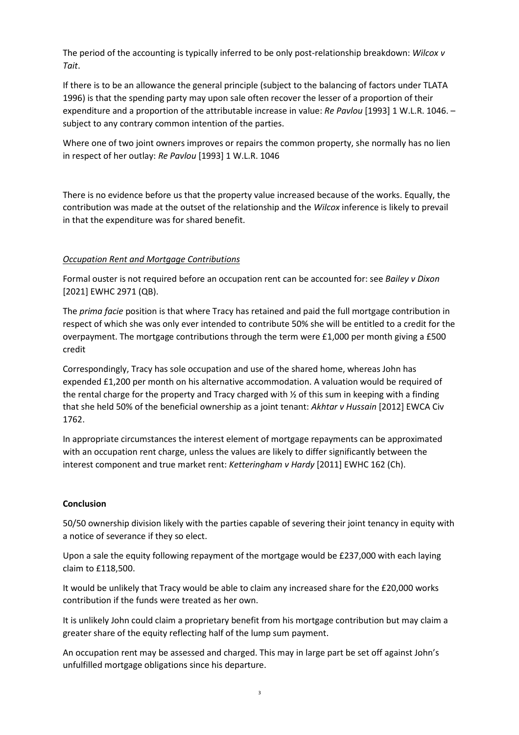The period of the accounting is typically inferred to be only post-relationship breakdown: *Wilcox v Tait*.

If there is to be an allowance the general principle (subject to the balancing of factors under TLATA 1996) is that the spending party may upon sale often recover the lesser of a proportion of their expenditure and a proportion of the attributable increase in value: *Re Pavlou* [1993] 1 W.L.R. 1046. – subject to any contrary common intention of the parties.

Where one of two joint owners improves or repairs the common property, she normally has no lien in respect of her outlay: *Re Pavlou* [1993] 1 W.L.R. 1046

There is no evidence before us that the property value increased because of the works. Equally, the contribution was made at the outset of the relationship and the *Wilcox* inference is likely to prevail in that the expenditure was for shared benefit.

*Occupation Rent and Mortgage Contributions*

Formal ouster is not required before an occupation rent can be accounted for: see *Bailey v Dixon* [2021] EWHC 2971 (QB).

The *prima facie* position is that where Tracy has retained and paid the full mortgage contribution in respect of which she was only ever intended to contribute 50% she will be entitled to a credit for the overpayment. The mortgage contributions through the term were £1,000 per month giving a £500 credit

Correspondingly, Tracy has sole occupation and use of the shared home, whereas John has expended £1,200 per month on his alternative accommodation. A valuation would be required of the rental charge for the property and Tracy charged with ½ of this sum in keeping with a finding that she held 50% of the beneficial ownership as a joint tenant: *Akhtar v Hussain* [2012] EWCA Civ 1762.

In appropriate circumstances the interest element of mortgage repayments can be approximated with an occupation rent charge, unless the values are likely to differ significantly between the interest component and true market rent: *Ketteringham v Hardy* [2011] EWHC 162 (Ch).

**Conclusion**

50/50 ownership division likely with the parties capable of severing their joint tenancy in equity with a notice of severance if they so elect.

Upon a sale the equity following repayment of the mortgage would be £237,000 with each laying claim to £118,500.

It would be unlikely that Tracy would be able to claim any increased share for the £20,000 works contribution if the funds were treated as her own.

It is unlikely John could claim a proprietary benefit from his mortgage contribution but may claim a greater share of the equity reflecting half of the lump sum payment.

An occupation rent may be assessed and charged. This may in large part be set off against John's unfulfilled mortgage obligations since his departure.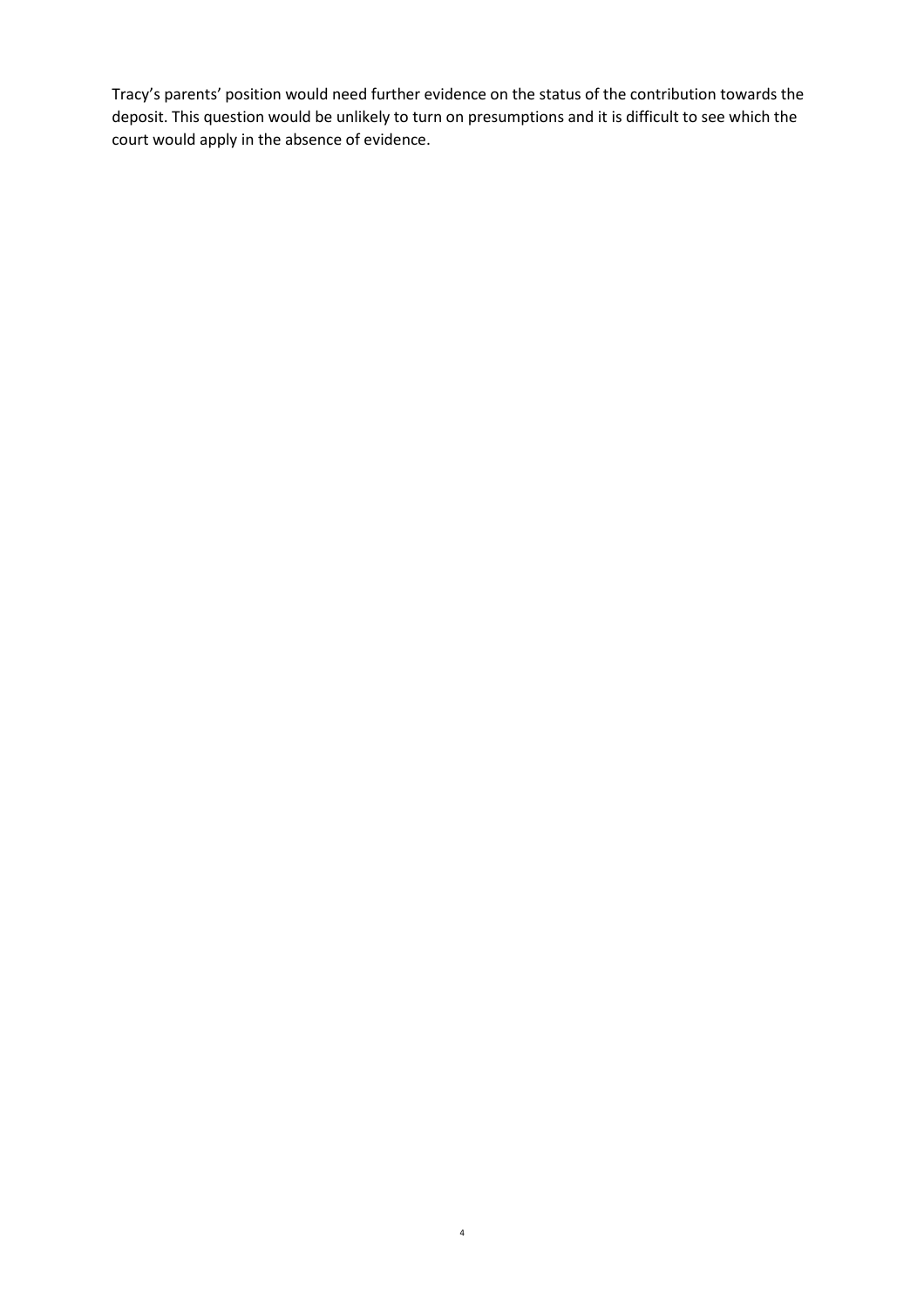Tracy's parents' position would need further evidence on the status of the contribution towards the deposit. This question would be unlikely to turn on presumptions and it is difficult to see which the court would apply in the absence of evidence.